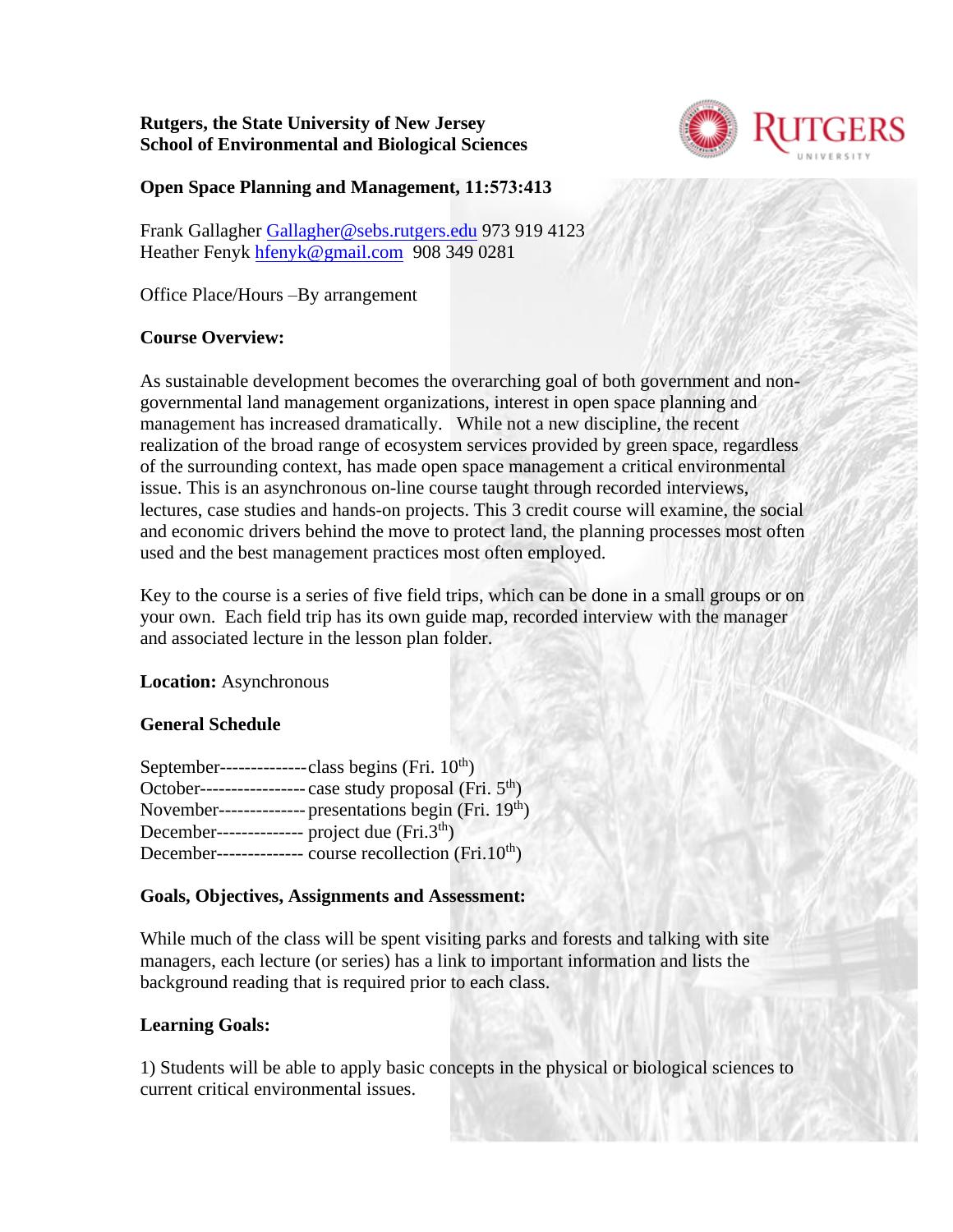**Rutgers, the State University of New Jersey**
**School of Environmental and Biological Sciences**

**Open Space Planning and Management, 11:573:413**

Frank Gallagher Gallagher@sebs.rutgers.edu 973 919 4123
Heather Fenyk hfenyk@gmail.com 908 349 0281

Office Place/Hours –By arrangement

**Course Overview:**

As sustainable development becomes the overarching goal of both government and non-governmental land management organizations, interest in open space planning and management has increased dramatically. While not a new discipline, the recent realization of the broad range of ecosystem services provided by green space, regardless of the surrounding context, has made open space management a critical environmental issue. This is an asynchronous on-line course taught through recorded interviews, lectures, case studies and hands-on projects. This 3 credit course will examine, the social and economic drivers behind the move to protect land, the planning processes most often used and the best management practices most often employed.

Key to the course is a series of five field trips, which can be done in a small groups or on your own. Each field trip has its own guide map, recorded interview with the manager and associated lecture in the lesson plan folder.

**Location:** Asynchronous

**General Schedule**

September--------------class begins (Fri. 10th)
October-----------------case study proposal (Fri. 5th)
November-------------presentations begin (Fri. 19th)
December-------------- project due (Fri.3rd)
December-------------- course recollection (Fri.10th)

**Goals, Objectives, Assignments and Assessment:**

While much of the class will be spent visiting parks and forests and talking with site managers, each lecture (or series) has a link to important information and lists the background reading that is required prior to each class.

**Learning Goals:**

1) Students will be able to apply basic concepts in the physical or biological sciences to current critical environmental issues.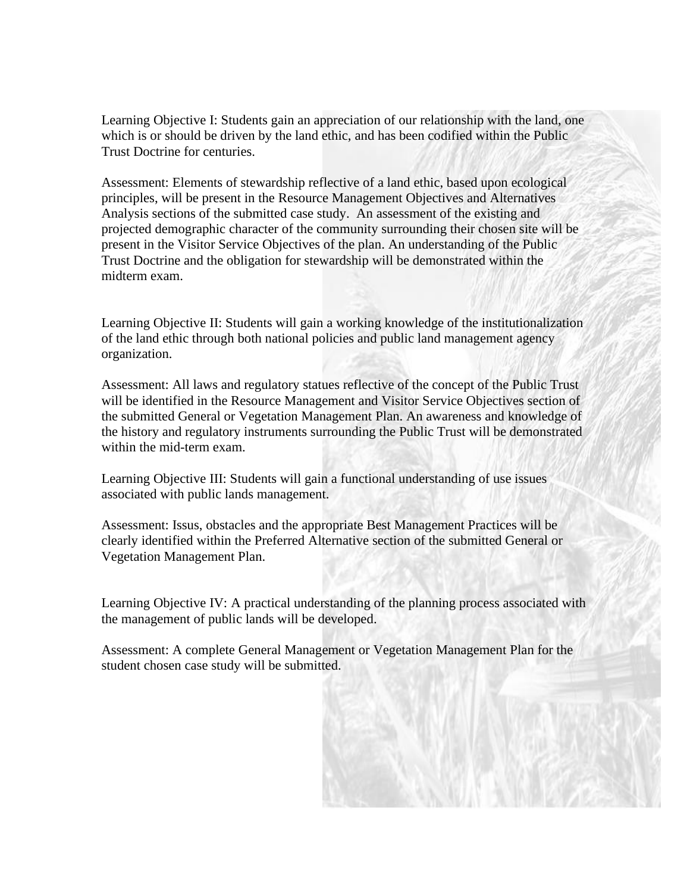Learning Objective I: Students gain an appreciation of our relationship with the land, one which is or should be driven by the land ethic, and has been codified within the Public Trust Doctrine for centuries.

Assessment: Elements of stewardship reflective of a land ethic, based upon ecological principles, will be present in the Resource Management Objectives and Alternatives Analysis sections of the submitted case study. An assessment of the existing and projected demographic character of the community surrounding their chosen site will be present in the Visitor Service Objectives of the plan. An understanding of the Public Trust Doctrine and the obligation for stewardship will be demonstrated within the midterm exam.

Learning Objective II: Students will gain a working knowledge of the institutionalization of the land ethic through both national policies and public land management agency organization.

Assessment: All laws and regulatory statues reflective of the concept of the Public Trust will be identified in the Resource Management and Visitor Service Objectives section of the submitted General or Vegetation Management Plan. An awareness and knowledge of the history and regulatory instruments surrounding the Public Trust will be demonstrated within the mid-term exam.

Learning Objective III: Students will gain a functional understanding of use issues associated with public lands management.

Assessment: Issus, obstacles and the appropriate Best Management Practices will be clearly identified within the Preferred Alternative section of the submitted General or Vegetation Management Plan.

Learning Objective IV: A practical understanding of the planning process associated with the management of public lands will be developed.

Assessment: A complete General Management or Vegetation Management Plan for the student chosen case study will be submitted.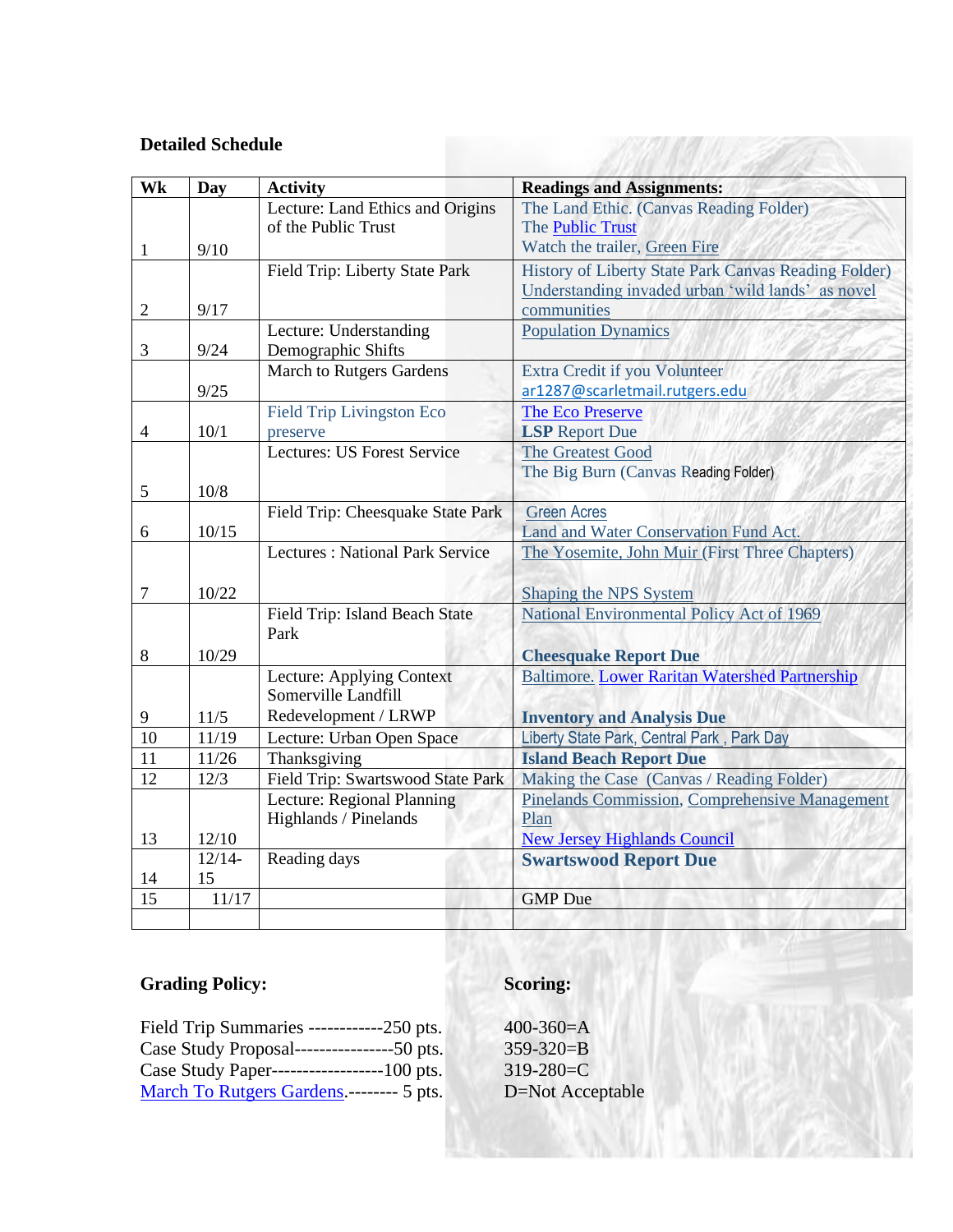**Detailed Schedule**

| Wk | Day | Activity | Readings and Assignments: |
|---|---|---|---|
| 1 | 9/10 | Lecture: Land Ethics and Origins of the Public Trust | The Land Ethic. (Canvas Reading Folder)<br>The Public Trust<br>Watch the trailer, Green Fire |
| 2 | 9/17 | Field Trip: Liberty State Park | History of Liberty State Park Canvas Reading Folder)<br>Understanding invaded urban 'wild lands' as novel communities |
| 3 | 9/24 | Lecture: Understanding Demographic Shifts | Population Dynamics |
| | 9/25 | March to Rutgers Gardens | Extra Credit if you Volunteer<br>ar1287@scarletmail.rutgers.edu |
| 4 | 10/1 | Field Trip Livingston Eco preserve | The Eco Preserve<br>**LSP** Report Due |
| 5 | 10/8 | Lectures: US Forest Service | The Greatest Good<br>The Big Burn (Canvas Reading Folder) |
| 6 | 10/15 | Field Trip: Cheesquake State Park | Green Acres<br>Land and Water Conservation Fund Act. |
| 7 | 10/22 | Lectures : National Park Service | The Yosemite, John Muir (First Three Chapters)<br><br>Shaping the NPS System |
| 8 | 10/29 | Field Trip: Island Beach State Park | National Environmental Policy Act of 1969<br><br>**Cheesquake Report Due** |
| 9 | 11/5 | Lecture: Applying Context Somerville Landfill Redevelopment / LRWP | Baltimore. Lower Raritan Watershed Partnership<br><br>**Inventory and Analysis Due** |
| 10 | 11/19 | Lecture: Urban Open Space | Liberty State Park, Central Park , Park Day |
| 11 | 11/26 | Thanksgiving | **Island Beach Report Due** |
| 12 | 12/3 | Field Trip: Swartswood State Park | Making the Case (Canvas / Reading Folder) |
| 13 | 12/10 | Lecture: Regional Planning Highlands / Pinelands | Pinelands Commission, Comprehensive Management Plan<br>New Jersey Highlands Council |
| 14 | 12/14-15 | Reading days | **Swartswood Report Due** |
| 15 | 11/17 | | GMP Due |
| | | | |

**Grading Policy:**

Field Trip Summaries ------------250 pts.
Case Study Proposal----------------50 pts.
Case Study Paper------------------100 pts.
March To Rutgers Gardens.-------- 5 pts.

**Scoring:**

400-360=A
359-320=B
319-280=C
D=Not Acceptable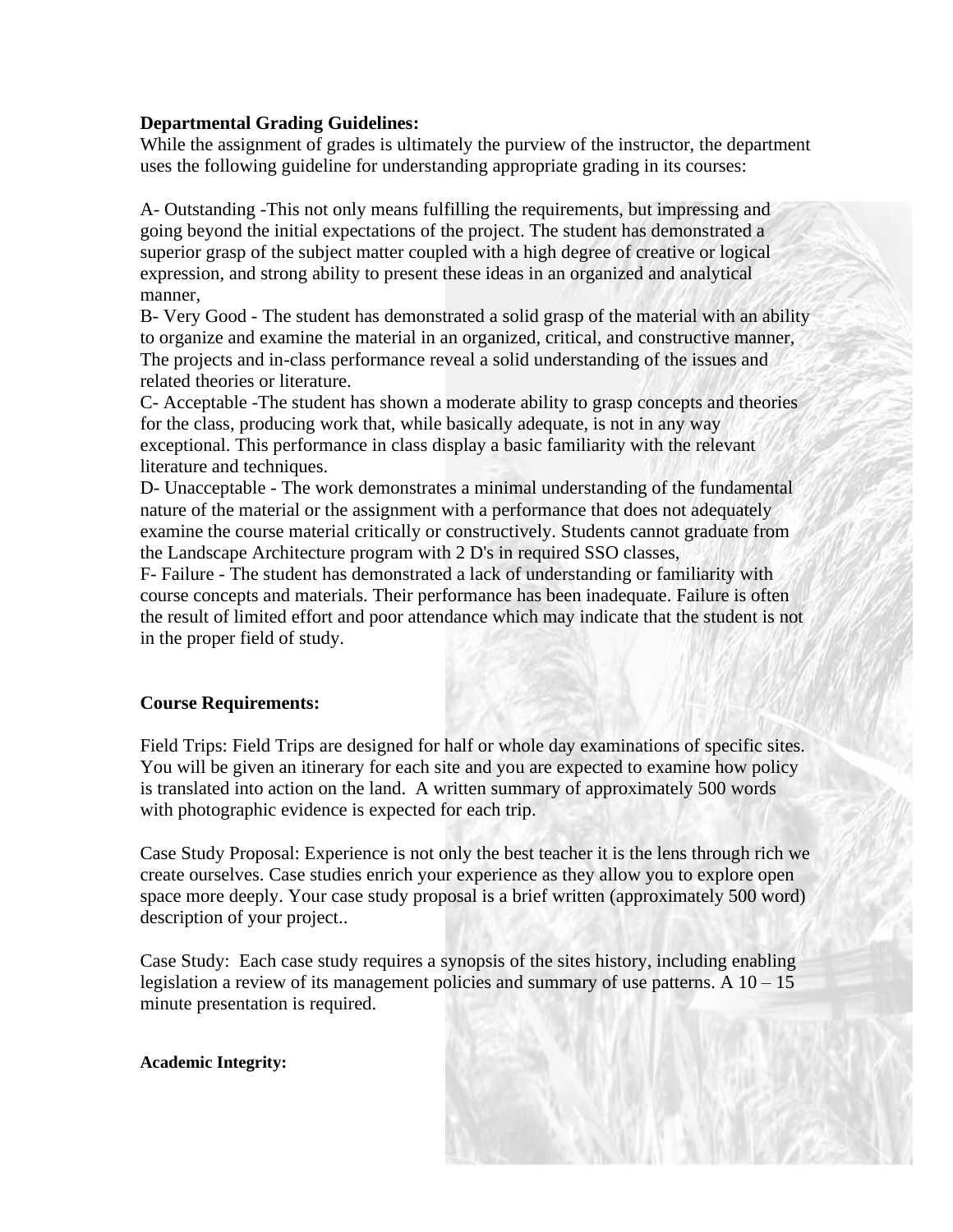**Departmental Grading Guidelines:**
While the assignment of grades is ultimately the purview of the instructor, the department uses the following guideline for understanding appropriate grading in its courses:

A- Outstanding -This not only means fulfilling the requirements, but impressing and going beyond the initial expectations of the project. The student has demonstrated a superior grasp of the subject matter coupled with a high degree of creative or logical expression, and strong ability to present these ideas in an organized and analytical manner,
B- Very Good - The student has demonstrated a solid grasp of the material with an ability to organize and examine the material in an organized, critical, and constructive manner, The projects and in-class performance reveal a solid understanding of the issues and related theories or literature.
C- Acceptable -The student has shown a moderate ability to grasp concepts and theories for the class, producing work that, while basically adequate, is not in any way exceptional. This performance in class display a basic familiarity with the relevant literature and techniques.
D- Unacceptable - The work demonstrates a minimal understanding of the fundamental nature of the material or the assignment with a performance that does not adequately examine the course material critically or constructively. Students cannot graduate from the Landscape Architecture program with 2 D's in required SSO classes,
F- Failure - The student has demonstrated a lack of understanding or familiarity with course concepts and materials. Their performance has been inadequate. Failure is often the result of limited effort and poor attendance which may indicate that the student is not in the proper field of study.

**Course Requirements:**

Field Trips: Field Trips are designed for half or whole day examinations of specific sites. You will be given an itinerary for each site and you are expected to examine how policy is translated into action on the land. A written summary of approximately 500 words with photographic evidence is expected for each trip.

Case Study Proposal: Experience is not only the best teacher it is the lens through rich we create ourselves. Case studies enrich your experience as they allow you to explore open space more deeply. Your case study proposal is a brief written (approximately 500 word) description of your project..

Case Study: Each case study requires a synopsis of the sites history, including enabling legislation a review of its management policies and summary of use patterns. A 10 – 15 minute presentation is required.

**Academic Integrity:**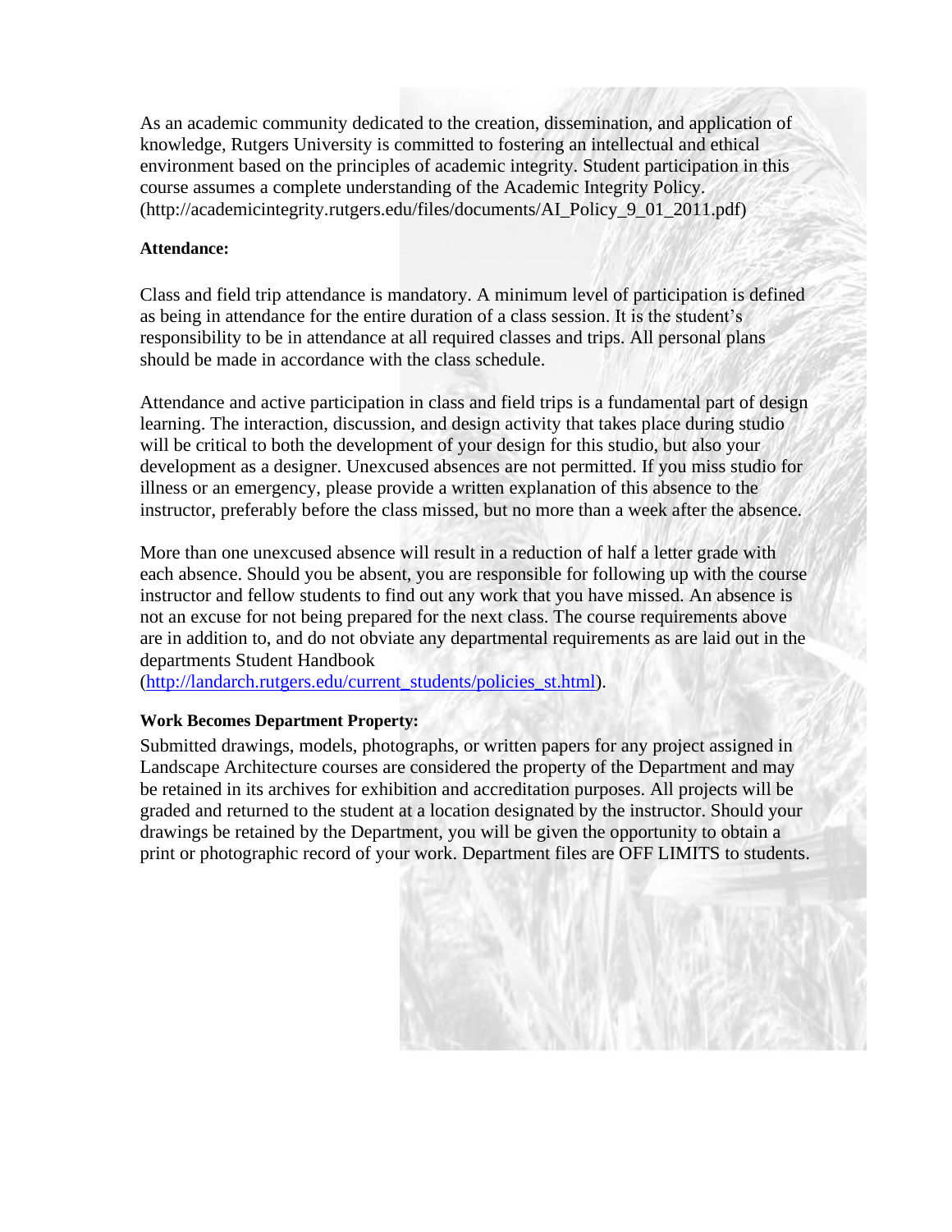As an academic community dedicated to the creation, dissemination, and application of knowledge, Rutgers University is committed to fostering an intellectual and ethical environment based on the principles of academic integrity. Student participation in this course assumes a complete understanding of the Academic Integrity Policy. (http://academicintegrity.rutgers.edu/files/documents/AI_Policy_9_01_2011.pdf)

**Attendance:**

Class and field trip attendance is mandatory. A minimum level of participation is defined as being in attendance for the entire duration of a class session. It is the student's responsibility to be in attendance at all required classes and trips. All personal plans should be made in accordance with the class schedule.

Attendance and active participation in class and field trips is a fundamental part of design learning. The interaction, discussion, and design activity that takes place during studio will be critical to both the development of your design for this studio, but also your development as a designer. Unexcused absences are not permitted. If you miss studio for illness or an emergency, please provide a written explanation of this absence to the instructor, preferably before the class missed, but no more than a week after the absence.

More than one unexcused absence will result in a reduction of half a letter grade with each absence. Should you be absent, you are responsible for following up with the course instructor and fellow students to find out any work that you have missed. An absence is not an excuse for not being prepared for the next class. The course requirements above are in addition to, and do not obviate any departmental requirements as are laid out in the departments Student Handbook (http://landarch.rutgers.edu/current_students/policies_st.html).

**Work Becomes Department Property:**

Submitted drawings, models, photographs, or written papers for any project assigned in Landscape Architecture courses are considered the property of the Department and may be retained in its archives for exhibition and accreditation purposes. All projects will be graded and returned to the student at a location designated by the instructor. Should your drawings be retained by the Department, you will be given the opportunity to obtain a print or photographic record of your work. Department files are OFF LIMITS to students.